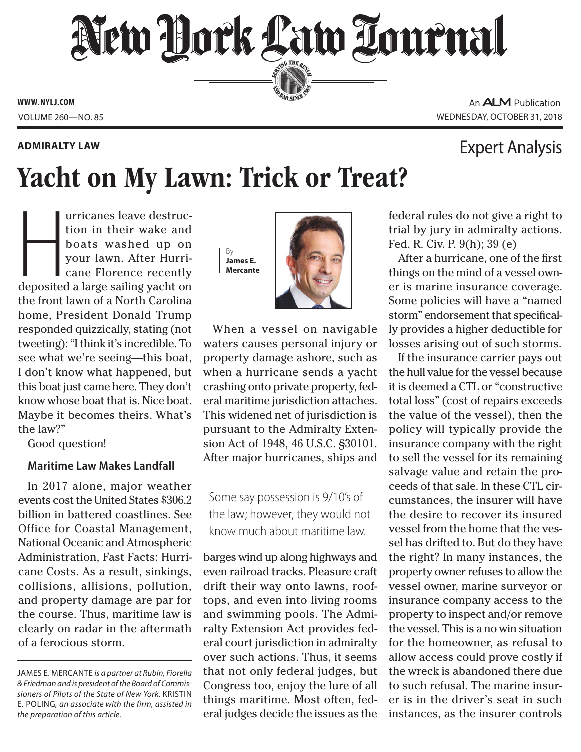**ADMIRALTY LAW**

Expert Analysis

# Yacht on My Lawn: Trick or Treat?

By **James E. Mercante**

Hurricanes leave destruction in their wake and boats washed up on your lawn. After Hurricane Florence recently deposited a large sailing yacht on the front lawn of a North Carolina home, President Donald Trump responded quizzically, stating (not tweeting): "I think it's incredible. To see what we're seeing—this boat, I don't know what happened, but this boat just came here. They don't know whose boat that is. Nice boat. Maybe it becomes theirs. What's the law?"

Good question!

### Maritime Law Makes Landfall

In 2017 alone, major weather events cost the United States $306.2 billion in battered coastlines. See Office for Coastal Management, National Oceanic and Atmospheric Administration, Fast Facts: Hurricane Costs. As a result, sinkings, collisions, allisions, pollution, and property damage are par for the course. Thus, maritime law is clearly on radar in the aftermath of a ferocious storm.

When a vessel on navigable waters causes personal injury or property damage ashore, such as when a hurricane sends a yacht crashing onto private property, federal maritime jurisdiction attaches. This widened net of jurisdiction is pursuant to the Admiralty Extension Act of 1948, 46 U.S.C. §30101. After major hurricanes, ships and barges wind up along highways and even railroad tracks. Pleasure craft drift their way onto lawns, rooftops, and even into living rooms and swimming pools. The Admiralty Extension Act provides federal court jurisdiction in admiralty over such actions. Thus, it seems that not only federal judges, but Congress too, enjoy the lure of all things maritime. Most often, federal judges decide the issues as the federal rules do not give a right to trial by jury in admiralty actions. Fed. R. Civ. P. 9(h); 39 (e)

> Some say possession is 9/10's of the law; however, they would not know much about maritime law.

After a hurricane, one of the first things on the mind of a vessel owner is marine insurance coverage. Some policies will have a "named storm" endorsement that specifically provides a higher deductible for losses arising out of such storms.

If the insurance carrier pays out the hull value for the vessel because it is deemed a CTL or "constructive total loss" (cost of repairs exceeds the value of the vessel), then the policy will typically provide the insurance company with the right to sell the vessel for its remaining salvage value and retain the proceeds of that sale. In these CTL circumstances, the insurer will have the desire to recover its insured vessel from the home that the vessel has drifted to. But do they have the right? In many instances, the property owner refuses to allow the vessel owner, marine surveyor or insurance company access to the property to inspect and/or remove the vessel. This is a no win situation for the homeowner, as refusal to allow access could prove costly if the wreck is abandoned there due to such refusal. The marine insurer is in the driver's seat in such instances, as the insurer controls

---

JAMES E. MERCANTE *is a partner at Rubin, Fiorella & Friedman and is president of the Board of Commissioners of Pilots of the State of New York.* KRISTIN E. POLING, *an associate with the firm, assisted in the preparation of this article.*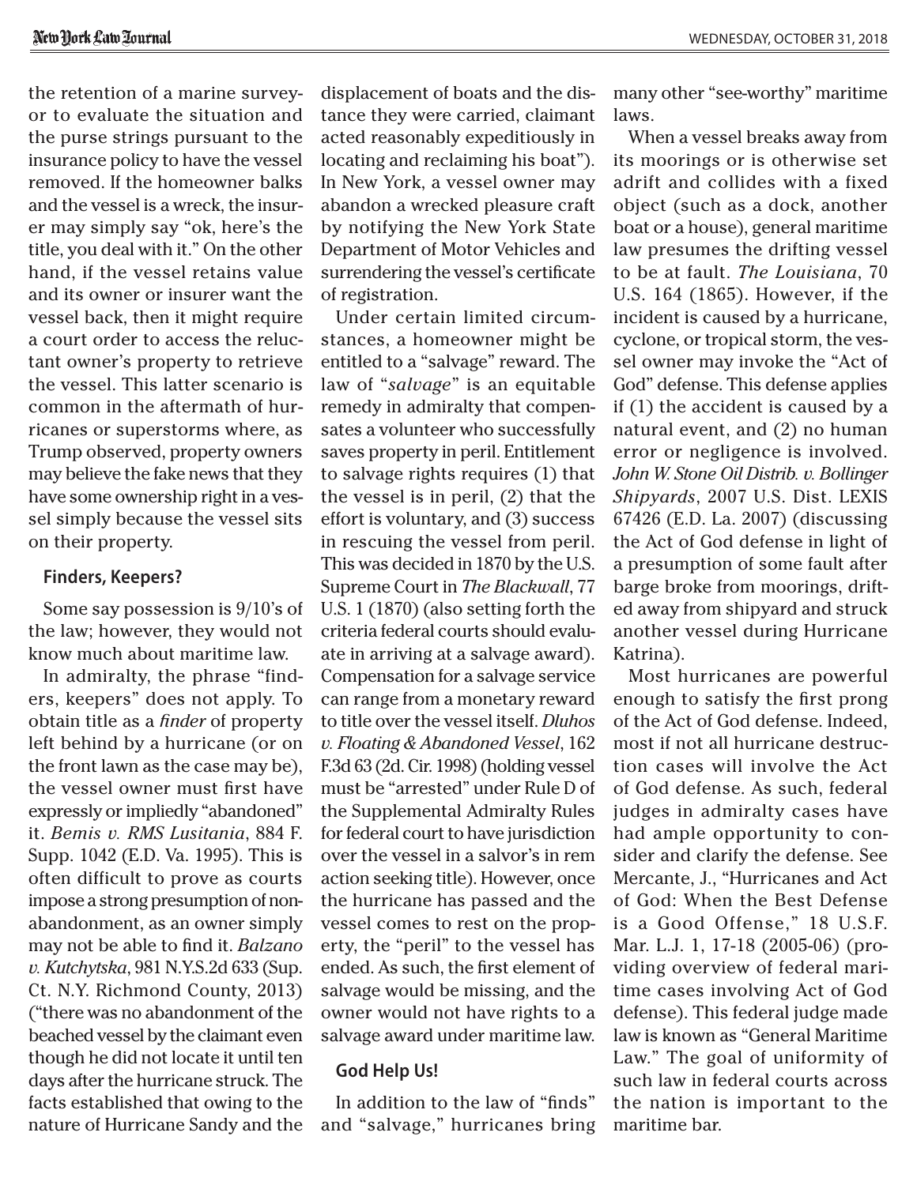the retention of a marine surveyor to evaluate the situation and the purse strings pursuant to the insurance policy to have the vessel removed. If the homeowner balks and the vessel is a wreck, the insurer may simply say "ok, here's the title, you deal with it." On the other hand, if the vessel retains value and its owner or insurer want the vessel back, then it might require a court order to access the reluctant owner's property to retrieve the vessel. This latter scenario is common in the aftermath of hurricanes or superstorms where, as Trump observed, property owners may believe the fake news that they have some ownership right in a vessel simply because the vessel sits on their property.

## Finders, Keepers?

Some say possession is 9/10's of the law; however, they would not know much about maritime law.

In admiralty, the phrase "finders, keepers" does not apply. To obtain title as a *finder* of property left behind by a hurricane (or on the front lawn as the case may be), the vessel owner must first have expressly or impliedly "abandoned" it. *Bemis v. RMS Lusitania*, 884 F. Supp. 1042 (E.D. Va. 1995). This is often difficult to prove as courts impose a strong presumption of non-abandonment, as an owner simply may not be able to find it. *Balzano v. Kutchytska*, 981 N.Y.S.2d 633 (Sup. Ct. N.Y. Richmond County, 2013) ("there was no abandonment of the beached vessel by the claimant even though he did not locate it until ten days after the hurricane struck. The facts established that owing to the nature of Hurricane Sandy and the displacement of boats and the distance they were carried, claimant acted reasonably expeditiously in locating and reclaiming his boat"). In New York, a vessel owner may abandon a wrecked pleasure craft by notifying the New York State Department of Motor Vehicles and surrendering the vessel's certificate of registration.

Under certain limited circumstances, a homeowner might be entitled to a "salvage" reward. The law of "*salvage*" is an equitable remedy in admiralty that compensates a volunteer who successfully saves property in peril. Entitlement to salvage rights requires (1) that the vessel is in peril, (2) that the effort is voluntary, and (3) success in rescuing the vessel from peril. This was decided in 1870 by the U.S. Supreme Court in *The Blackwall*, 77 U.S. 1 (1870) (also setting forth the criteria federal courts should evaluate in arriving at a salvage award). Compensation for a salvage service can range from a monetary reward to title over the vessel itself. *Dluhos v. Floating & Abandoned Vessel*, 162 F.3d 63 (2d. Cir. 1998) (holding vessel must be "arrested" under Rule D of the Supplemental Admiralty Rules for federal court to have jurisdiction over the vessel in a salvor's in rem action seeking title). However, once the hurricane has passed and the vessel comes to rest on the property, the "peril" to the vessel has ended. As such, the first element of salvage would be missing, and the owner would not have rights to a salvage award under maritime law.

## God Help Us!

In addition to the law of "finds" and "salvage," hurricanes bring many other "see-worthy" maritime laws.

When a vessel breaks away from its moorings or is otherwise set adrift and collides with a fixed object (such as a dock, another boat or a house), general maritime law presumes the drifting vessel to be at fault. *The Louisiana*, 70 U.S. 164 (1865). However, if the incident is caused by a hurricane, cyclone, or tropical storm, the vessel owner may invoke the "Act of God" defense. This defense applies if (1) the accident is caused by a natural event, and (2) no human error or negligence is involved. *John W. Stone Oil Distrib. v. Bollinger Shipyards*, 2007 U.S. Dist. LEXIS 67426 (E.D. La. 2007) (discussing the Act of God defense in light of a presumption of some fault after barge broke from moorings, drifted away from shipyard and struck another vessel during Hurricane Katrina).

Most hurricanes are powerful enough to satisfy the first prong of the Act of God defense. Indeed, most if not all hurricane destruction cases will involve the Act of God defense. As such, federal judges in admiralty cases have had ample opportunity to consider and clarify the defense. See Mercante, J., "Hurricanes and Act of God: When the Best Defense is a Good Offense," 18 U.S.F. Mar. L.J. 1, 17-18 (2005-06) (providing overview of federal maritime cases involving Act of God defense). This federal judge made law is known as "General Maritime Law." The goal of uniformity of such law in federal courts across the nation is important to the maritime bar.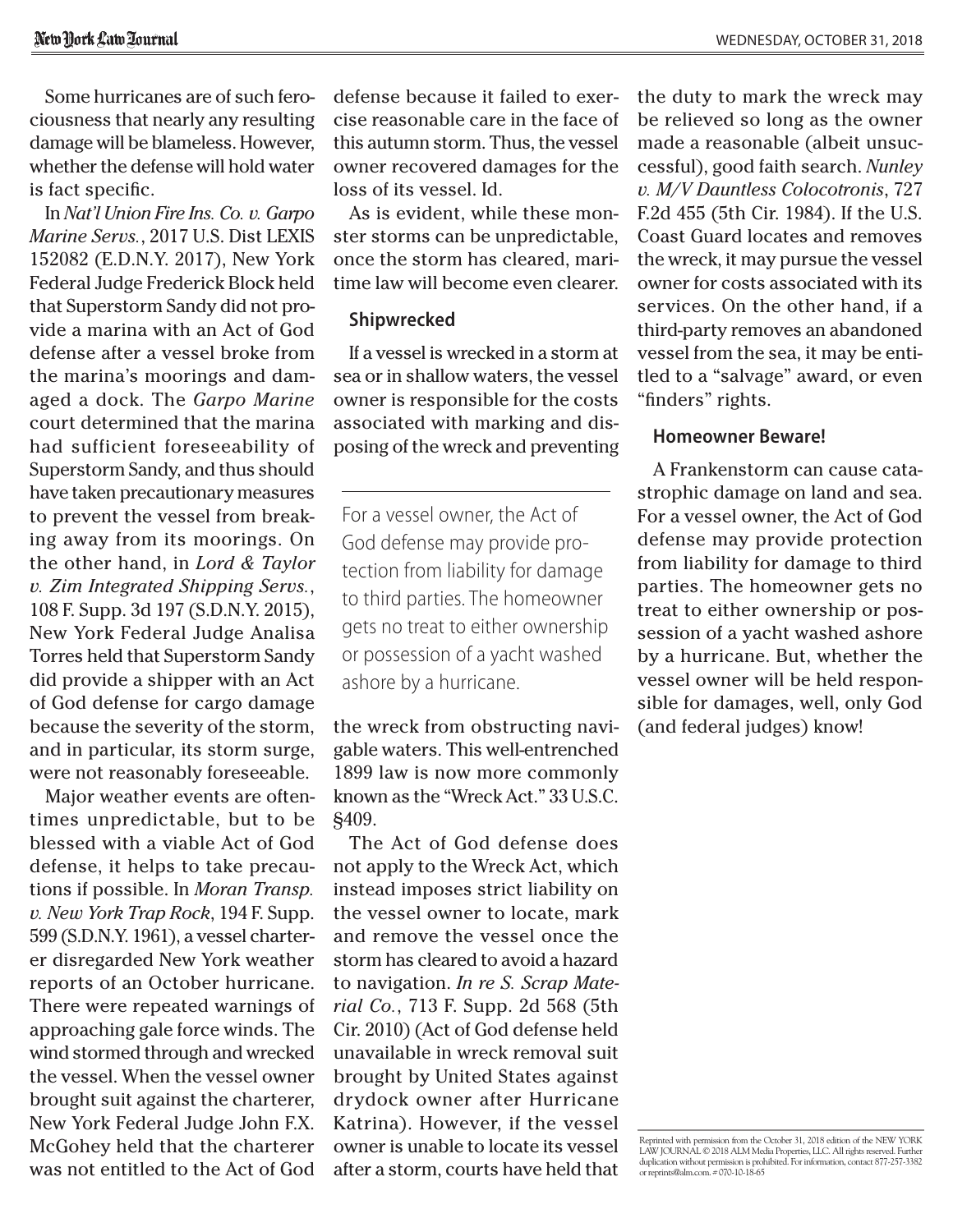Some hurricanes are of such ferociousness that nearly any resulting damage will be blameless. However, whether the defense will hold water is fact specific.

In *Nat'l Union Fire Ins. Co. v. Garpo Marine Servs.*, 2017 U.S. Dist LEXIS 152082 (E.D.N.Y. 2017), New York Federal Judge Frederick Block held that Superstorm Sandy did not provide a marina with an Act of God defense after a vessel broke from the marina's moorings and damaged a dock. The *Garpo Marine* court determined that the marina had sufficient foreseeability of Superstorm Sandy, and thus should have taken precautionary measures to prevent the vessel from breaking away from its moorings. On the other hand, in *Lord & Taylor v. Zim Integrated Shipping Servs.*, 108 F. Supp. 3d 197 (S.D.N.Y. 2015), New York Federal Judge Analisa Torres held that Superstorm Sandy did provide a shipper with an Act of God defense for cargo damage because the severity of the storm, and in particular, its storm surge, were not reasonably foreseeable.

Major weather events are oftentimes unpredictable, but to be blessed with a viable Act of God defense, it helps to take precautions if possible. In *Moran Transp. v. New York Trap Rock*, 194 F. Supp. 599 (S.D.N.Y. 1961), a vessel charterer disregarded New York weather reports of an October hurricane. There were repeated warnings of approaching gale force winds. The wind stormed through and wrecked the vessel. When the vessel owner brought suit against the charterer, New York Federal Judge John F.X. McGohey held that the charterer was not entitled to the Act of God defense because it failed to exercise reasonable care in the face of this autumn storm. Thus, the vessel owner recovered damages for the loss of its vessel. Id.

As is evident, while these monster storms can be unpredictable, once the storm has cleared, maritime law will become even clearer.

## Shipwrecked

If a vessel is wrecked in a storm at sea or in shallow waters, the vessel owner is responsible for the costs associated with marking and disposing of the wreck and preventing the wreck from obstructing navigable waters. This well-entrenched 1899 law is now more commonly known as the "Wreck Act." 33 U.S.C. §409.

> For a vessel owner, the Act of God defense may provide protection from liability for damage to third parties. The homeowner gets no treat to either ownership or possession of a yacht washed ashore by a hurricane.

The Act of God defense does not apply to the Wreck Act, which instead imposes strict liability on the vessel owner to locate, mark and remove the vessel once the storm has cleared to avoid a hazard to navigation. *In re S. Scrap Material Co.*, 713 F. Supp. 2d 568 (5th Cir. 2010) (Act of God defense held unavailable in wreck removal suit brought by United States against drydock owner after Hurricane Katrina). However, if the vessel owner is unable to locate its vessel after a storm, courts have held that the duty to mark the wreck may be relieved so long as the owner made a reasonable (albeit unsuccessful), good faith search. *Nunley v. M/V Dauntless Colocotronis*, 727 F.2d 455 (5th Cir. 1984). If the U.S. Coast Guard locates and removes the wreck, it may pursue the vessel owner for costs associated with its services. On the other hand, if a third-party removes an abandoned vessel from the sea, it may be entitled to a "salvage" award, or even "finders" rights.

## Homeowner Beware!

A Frankenstorm can cause catastrophic damage on land and sea. For a vessel owner, the Act of God defense may provide protection from liability for damage to third parties. The homeowner gets no treat to either ownership or possession of a yacht washed ashore by a hurricane. But, whether the vessel owner will be held responsible for damages, well, only God (and federal judges) know!

Reprinted with permission from the October 31, 2018 edition of the NEW YORK LAW JOURNAL © 2018 ALM Media Properties, LLC. All rights reserved. Further duplication without permission is prohibited. For information, contact 877-257-3382 or reprints@alm.com. # 070-10-18-65